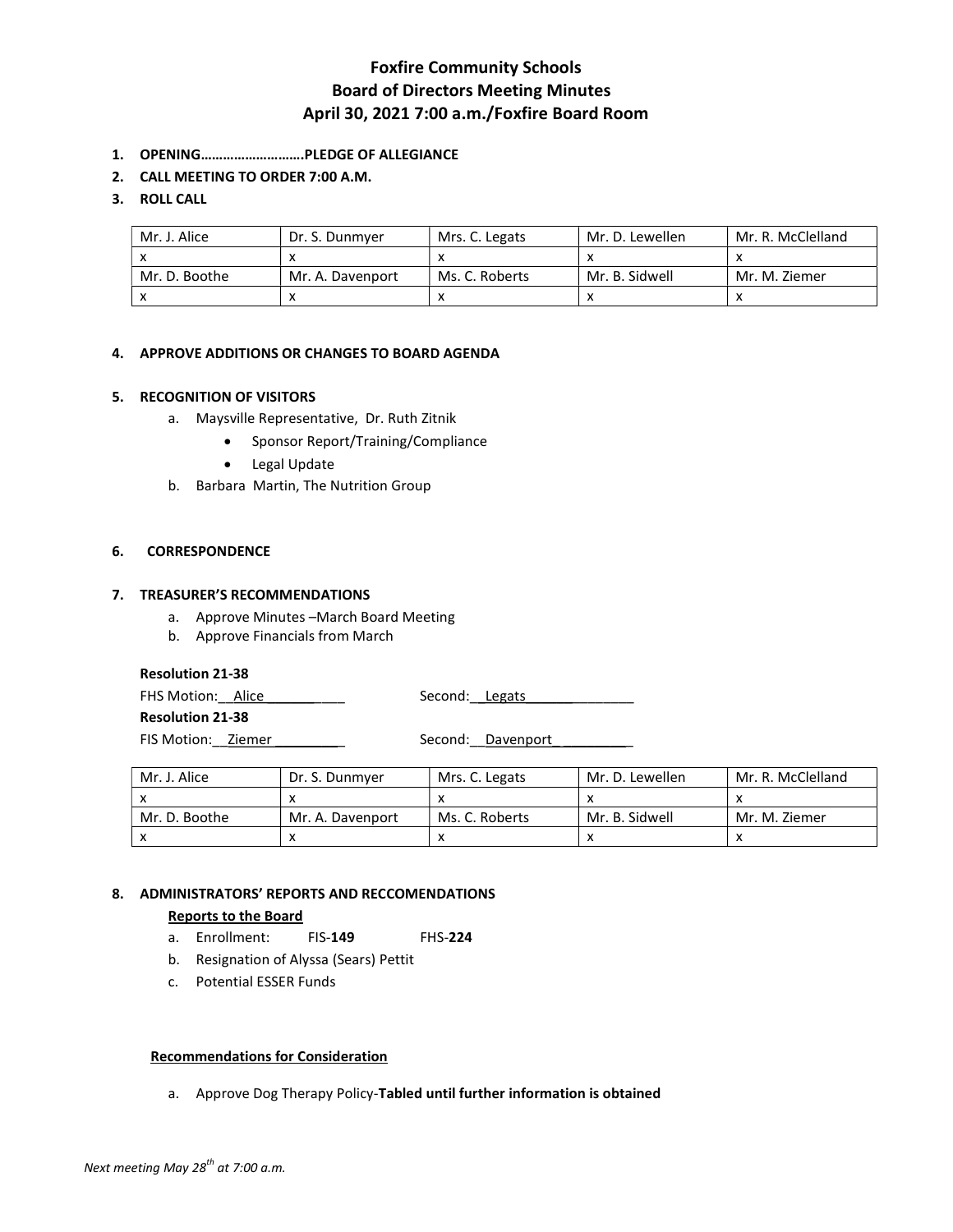# Foxfire Community Schools
## Board of Directors Meeting Minutes
## April 30, 2021 7:00 a.m./Foxfire Board Room

1. **OPENING……………………….PLEDGE OF ALLEGIANCE**
2. **CALL MEETING TO ORDER 7:00 A.M.**
3. **ROLL CALL**

| Mr. J. Alice | Dr. S. Dunmyer | Mrs. C. Legats | Mr. D. Lewellen | Mr. R. McClelland |
|---|---|---|---|---|
| x | x | x | x | x |
| Mr. D. Boothe | Mr. A. Davenport | Ms. C. Roberts | Mr. B. Sidwell | Mr. M. Ziemer |
| x | x | x | x | x |

4. **APPROVE ADDITIONS OR CHANGES TO BOARD AGENDA**

5. **RECOGNITION OF VISITORS**
   a. Maysville Representative, Dr. Ruth Zitnik
      - Sponsor Report/Training/Compliance
      - Legal Update

   b. Barbara Martin, The Nutrition Group

6. **CORRESPONDENCE**

7. **TREASURER'S RECOMMENDATIONS**
   a. Approve Minutes –March Board Meeting
   b. Approve Financials from March

**Resolution 21-38**

FHS Motion: Alice Second: Legats

**Resolution 21-38**

FIS Motion: Ziemer Second: Davenport

| Mr. J. Alice | Dr. S. Dunmyer | Mrs. C. Legats | Mr. D. Lewellen | Mr. R. McClelland |
|---|---|---|---|---|
| x | x | x | x | x |
| Mr. D. Boothe | Mr. A. Davenport | Ms. C. Roberts | Mr. B. Sidwell | Mr. M. Ziemer |
| x | x | x | x | x |

8. **ADMINISTRATORS' REPORTS AND RECCOMENDATIONS**

**Reports to the Board**

a. Enrollment: FIS-**149** FHS-**224**
b. Resignation of Alyssa (Sears) Pettit
c. Potential ESSER Funds

**Recommendations for Consideration**

a. Approve Dog Therapy Policy-**Tabled until further information is obtained**

*Next meeting May 28th at 7:00 a.m.*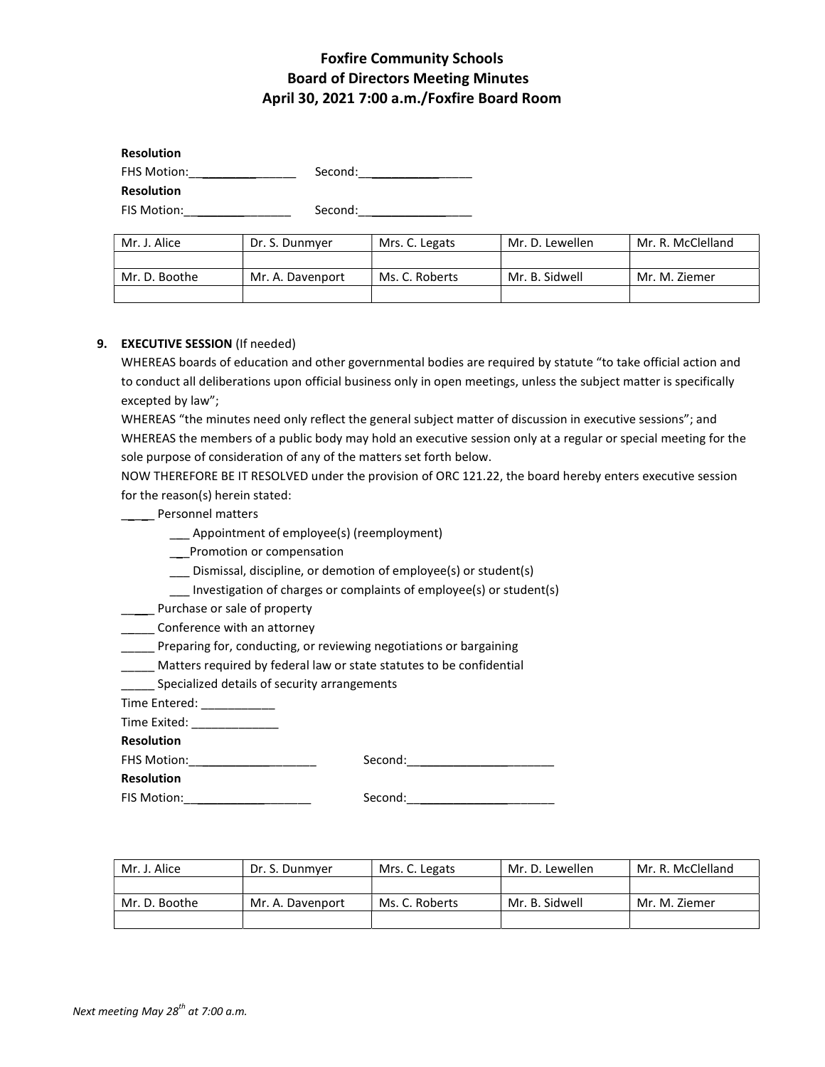# Foxfire Community Schools
## Board of Directors Meeting Minutes
### April 30, 2021 7:00 a.m./Foxfire Board Room

**Resolution**

FHS Motion:________________ Second:________________

**Resolution**

FIS Motion:________________ Second:________________

| Mr. J. Alice | Dr. S. Dunmyer | Mrs. C. Legats | Mr. D. Lewellen | Mr. R. McClelland |
|---|---|---|---|---|
| | | | | |
| Mr. D. Boothe | Mr. A. Davenport | Ms. C. Roberts | Mr. B. Sidwell | Mr. M. Ziemer |
| | | | | |

9. **EXECUTIVE SESSION** (If needed)

WHEREAS boards of education and other governmental bodies are required by statute "to take official action and to conduct all deliberations upon official business only in open meetings, unless the subject matter is specifically excepted by law";

WHEREAS "the minutes need only reflect the general subject matter of discussion in executive sessions"; and

WHEREAS the members of a public body may hold an executive session only at a regular or special meeting for the sole purpose of consideration of any of the matters set forth below.

NOW THEREFORE BE IT RESOLVED under the provision of ORC 121.22, the board hereby enters executive session for the reason(s) herein stated:

_____ Personnel matters

- ___ Appointment of employee(s) (reemployment)
- ___Promotion or compensation
- ___ Dismissal, discipline, or demotion of employee(s) or student(s)
- ___ Investigation of charges or complaints of employee(s) or student(s)

_____ Purchase or sale of property

_____ Conference with an attorney

_____ Preparing for, conducting, or reviewing negotiations or bargaining

_____ Matters required by federal law or state statutes to be confidential

_____ Specialized details of security arrangements

Time Entered: ___________

Time Exited: _____________

**Resolution**

FHS Motion:___________________ Second:_____________________

**Resolution**

FIS Motion:___________________ Second:_____________________

| Mr. J. Alice | Dr. S. Dunmyer | Mrs. C. Legats | Mr. D. Lewellen | Mr. R. McClelland |
|---|---|---|---|---|
| | | | | |
| Mr. D. Boothe | Mr. A. Davenport | Ms. C. Roberts | Mr. B. Sidwell | Mr. M. Ziemer |
| | | | | |

*Next meeting May 28th at 7:00 a.m.*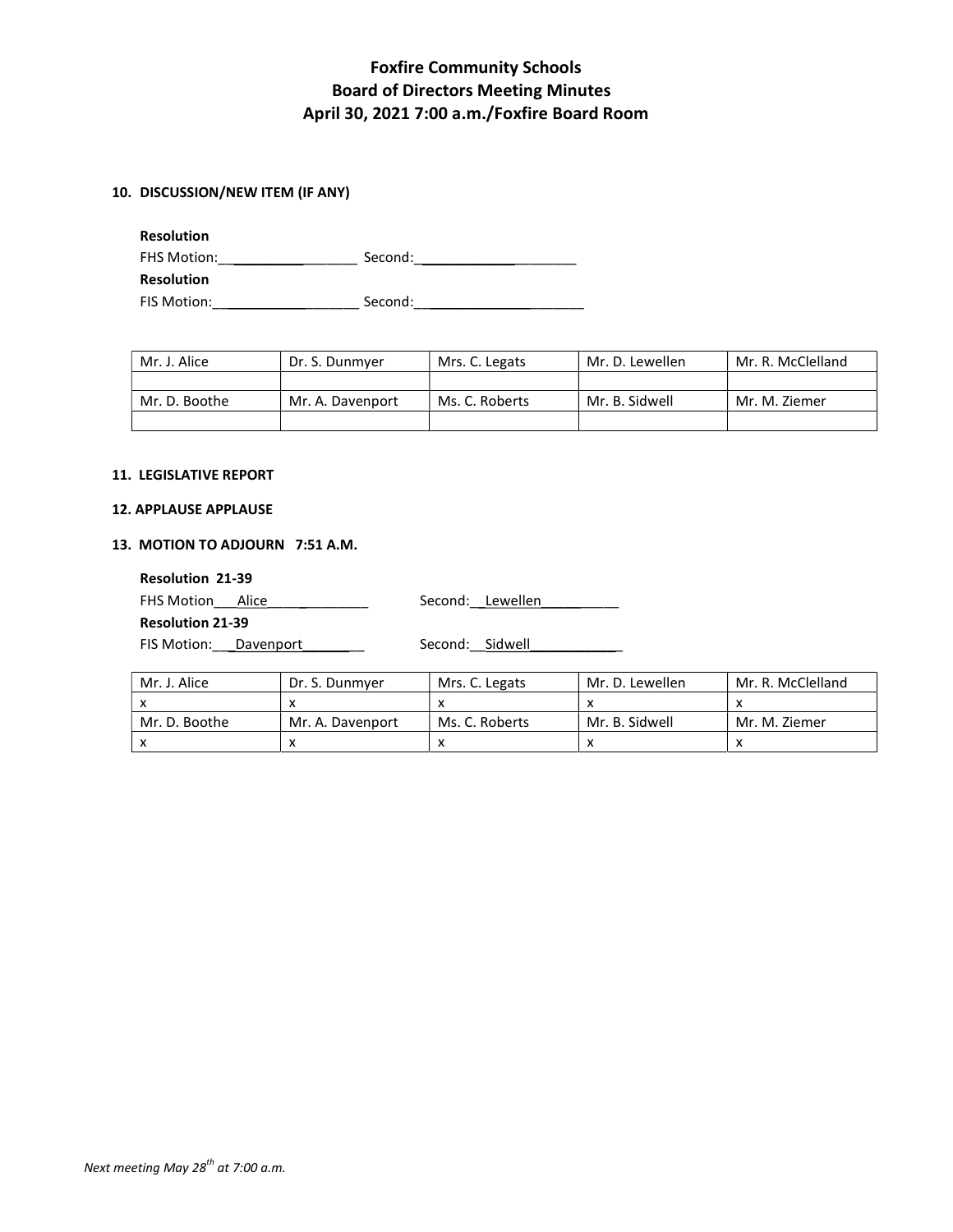**Foxfire Community Schools**
**Board of Directors Meeting Minutes**
**April 30, 2021 7:00 a.m./Foxfire Board Room**

**10. DISCUSSION/NEW ITEM (IF ANY)**

**Resolution**
FHS Motion:__________________ Second:_____________________
**Resolution**
FIS Motion:__________________ Second:_____________________

| | | | | |
|---|---|---|---|---|
| Mr. J. Alice | Dr. S. Dunmyer | Mrs. C. Legats | Mr. D. Lewellen | Mr. R. McClelland |
| | | | | |
| Mr. D. Boothe | Mr. A. Davenport | Ms. C. Roberts | Mr. B. Sidwell | Mr. M. Ziemer |
| | | | | |

**11. LEGISLATIVE REPORT**

**12. APPLAUSE APPLAUSE**

**13. MOTION TO ADJOURN 7:51 A.M.**

**Resolution 21-39**
FHS Motion___Alice______________ Second:__Lewellen___________
**Resolution 21-39**
FIS Motion:___Davenport________ Second:__Sidwell____________

| | | | | |
|---|---|---|---|---|
| Mr. J. Alice | Dr. S. Dunmyer | Mrs. C. Legats | Mr. D. Lewellen | Mr. R. McClelland |
| x | x | x | x | x |
| Mr. D. Boothe | Mr. A. Davenport | Ms. C. Roberts | Mr. B. Sidwell | Mr. M. Ziemer |
| x | x | x | x | x |

*Next meeting May 28th at 7:00 a.m.*